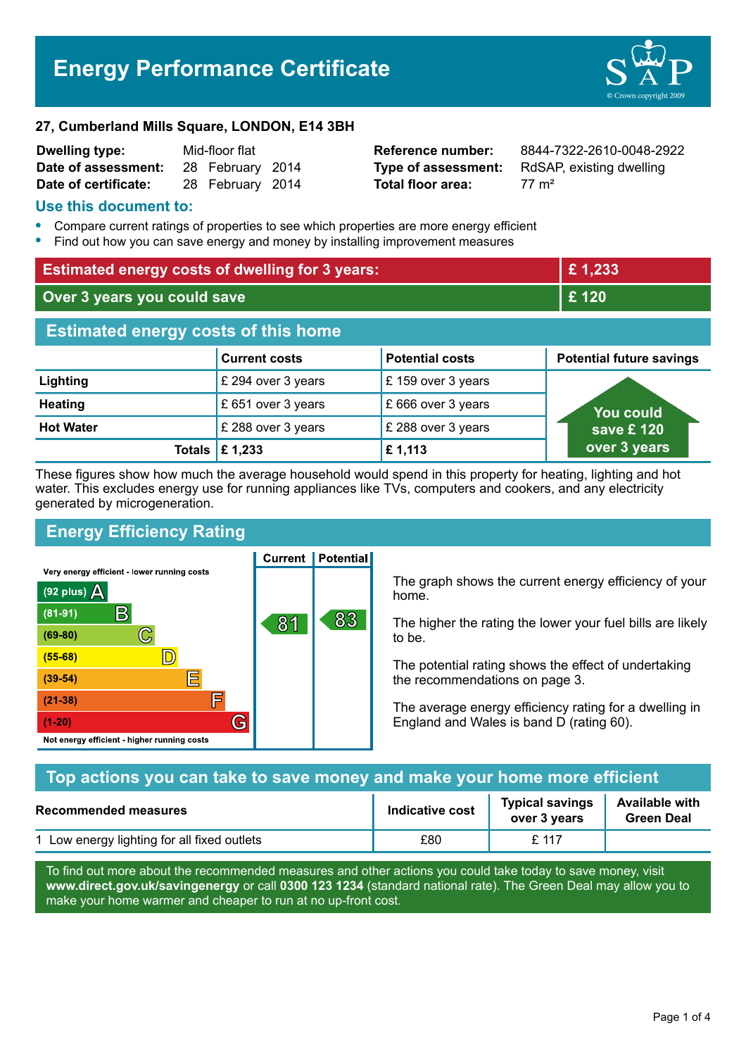# Energy Performance Certificate

**27, Cumberland Mills Square, LONDON, E14 3BH**

| | | | |
|---|---|---|---|
| **Dwelling type:** | Mid-floor flat | **Reference number:** | 8844-7322-2610-0048-2922 |
| **Date of assessment:** | 28 February 2014 | **Type of assessment:** | RdSAP, existing dwelling |
| **Date of certificate:** | 28 February 2014 | **Total floor area:** | 77 m² |

## Use this document to:

- Compare current ratings of properties to see which properties are more energy efficient
- Find out how you can save energy and money by installing improvement measures

| | |
|---|---|
| **Estimated energy costs of dwelling for 3 years:** | **£ 1,233** |
| **Over 3 years you could save** | **£ 120** |

## Estimated energy costs of this home

| | Current costs | Potential costs | Potential future savings |
|---|---|---|---|
| **Lighting** | £ 294 over 3 years | £ 159 over 3 years | You could save £ 120 over 3 years |
| **Heating** | £ 651 over 3 years | £ 666 over 3 years | |
| **Hot Water** | £ 288 over 3 years | £ 288 over 3 years | |
| **Totals** | **£ 1,233** | **£ 1,113** | |

These figures show how much the average household would spend in this property for heating, lighting and hot water. This excludes energy use for running appliances like TVs, computers and cookers, and any electricity generated by microgeneration.

## Energy Efficiency Rating

Very energy efficient - lower running costs

| Rating band | Current | Potential |
|---|---|---|
| (92 plus) A | | |
| (81-91) B | 81 | 83 |
| (69-80) C | | |
| (55-68) D | | |
| (39-54) E | | |
| (21-38) F | | |
| (1-20) G | | |

Not energy efficient - higher running costs

The graph shows the current energy efficiency of your home.

The higher the rating the lower your fuel bills are likely to be.

The potential rating shows the effect of undertaking the recommendations on page 3.

The average energy efficiency rating for a dwelling in England and Wales is band D (rating 60).

## Top actions you can take to save money and make your home more efficient

| Recommended measures | Indicative cost | Typical savings over 3 years | Available with Green Deal |
|---|---|---|---|
| 1 Low energy lighting for all fixed outlets | £80 | £ 117 | |

To find out more about the recommended measures and other actions you could take today to save money, visit **www.direct.gov.uk/savingenergy** or call **0300 123 1234** (standard national rate). The Green Deal may allow you to make your home warmer and cheaper to run at no up-front cost.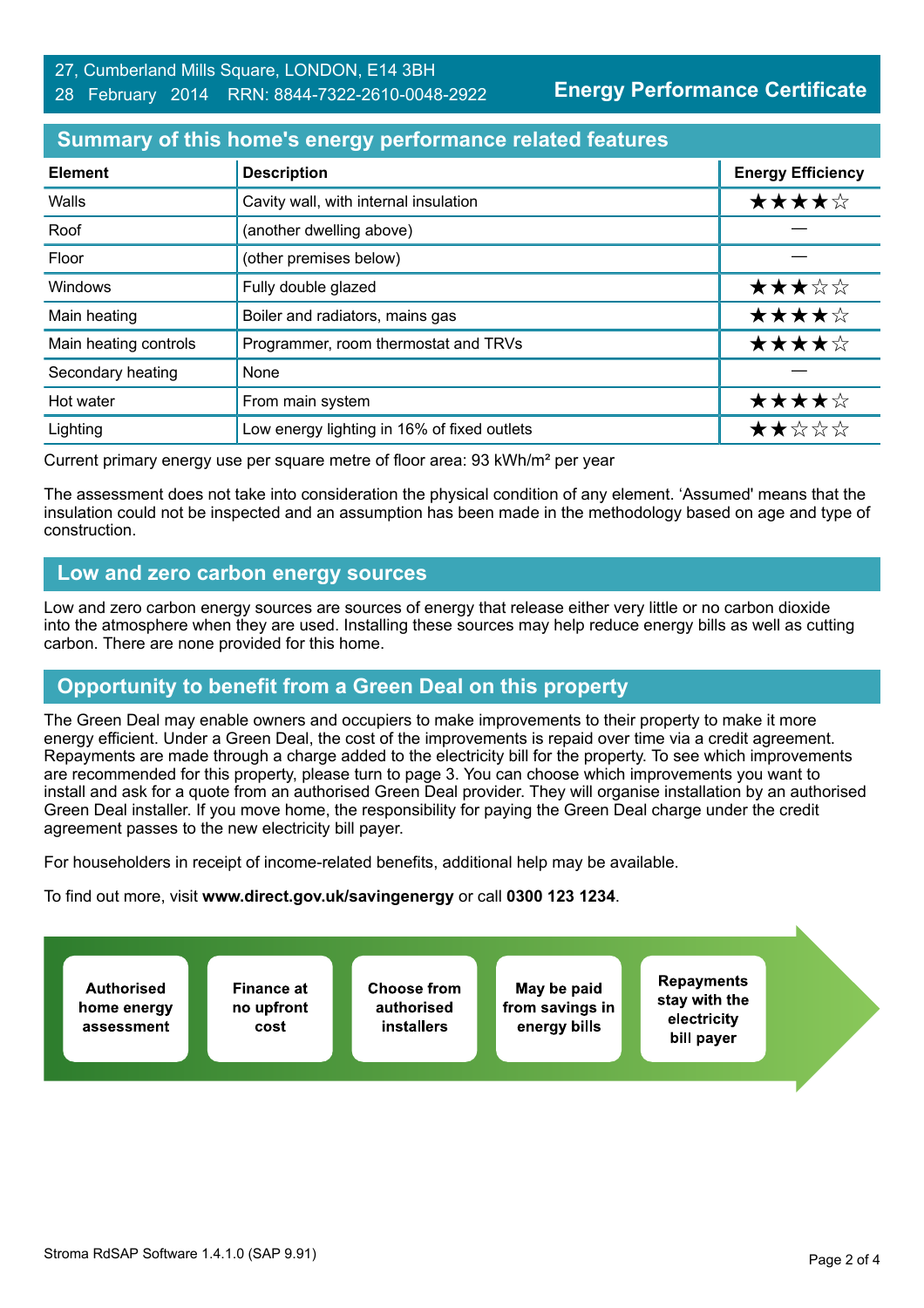27, Cumberland Mills Square, LONDON, E14 3BH
28 February 2014 RRN: 8844-7322-2610-0048-2922

**Energy Performance Certificate**

## Summary of this home's energy performance related features

| Element | Description | Energy Efficiency |
|---|---|---|
| Walls | Cavity wall, with internal insulation | ★★★★☆ |
| Roof | (another dwelling above) | — |
| Floor | (other premises below) | — |
| Windows | Fully double glazed | ★★★☆☆ |
| Main heating | Boiler and radiators, mains gas | ★★★★☆ |
| Main heating controls | Programmer, room thermostat and TRVs | ★★★★☆ |
| Secondary heating | None | — |
| Hot water | From main system | ★★★★☆ |
| Lighting | Low energy lighting in 16% of fixed outlets | ★★☆☆☆ |

Current primary energy use per square metre of floor area: 93 kWh/m² per year

The assessment does not take into consideration the physical condition of any element. 'Assumed' means that the insulation could not be inspected and an assumption has been made in the methodology based on age and type of construction.

## Low and zero carbon energy sources

Low and zero carbon energy sources are sources of energy that release either very little or no carbon dioxide into the atmosphere when they are used. Installing these sources may help reduce energy bills as well as cutting carbon. There are none provided for this home.

## Opportunity to benefit from a Green Deal on this property

The Green Deal may enable owners and occupiers to make improvements to their property to make it more energy efficient. Under a Green Deal, the cost of the improvements is repaid over time via a credit agreement. Repayments are made through a charge added to the electricity bill for the property. To see which improvements are recommended for this property, please turn to page 3. You can choose which improvements you want to install and ask for a quote from an authorised Green Deal provider. They will organise installation by an authorised Green Deal installer. If you move home, the responsibility for paying the Green Deal charge under the credit agreement passes to the new electricity bill payer.

For householders in receipt of income-related benefits, additional help may be available.

To find out more, visit **www.direct.gov.uk/savingenergy** or call **0300 123 1234**.

- **Authorised home energy assessment**
- **Finance at no upfront cost**
- **Choose from authorised installers**
- **May be paid from savings in energy bills**
- **Repayments stay with the electricity bill payer**

Stroma RdSAP Software 1.4.1.0 (SAP 9.91)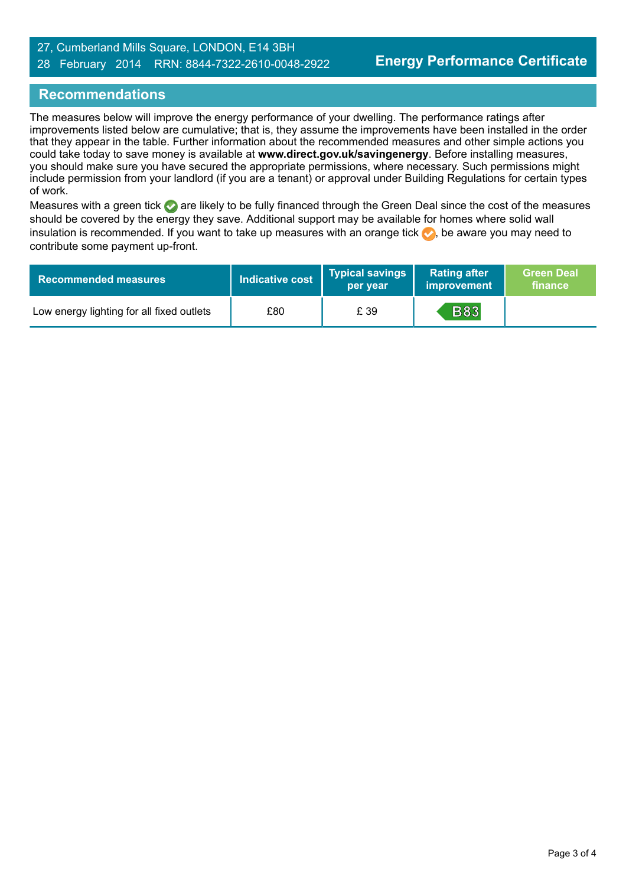27, Cumberland Mills Square, LONDON, E14 3BH
28 February 2014 RRN: 8844-7322-2610-0048-2922

**Energy Performance Certificate**

## Recommendations

The measures below will improve the energy performance of your dwelling. The performance ratings after improvements listed below are cumulative; that is, they assume the improvements have been installed in the order that they appear in the table. Further information about the recommended measures and other simple actions you could take today to save money is available at **www.direct.gov.uk/savingenergy**. Before installing measures, you should make sure you have secured the appropriate permissions, where necessary. Such permissions might include permission from your landlord (if you are a tenant) or approval under Building Regulations for certain types of work.

Measures with a green tick are likely to be fully financed through the Green Deal since the cost of the measures should be covered by the energy they save. Additional support may be available for homes where solid wall insulation is recommended. If you want to take up measures with an orange tick, be aware you may need to contribute some payment up-front.

| Recommended measures | Indicative cost | Typical savings per year | Rating after improvement | Green Deal finance |
|---|---|---|---|---|
| Low energy lighting for all fixed outlets | £80 | £ 39 | B83 | |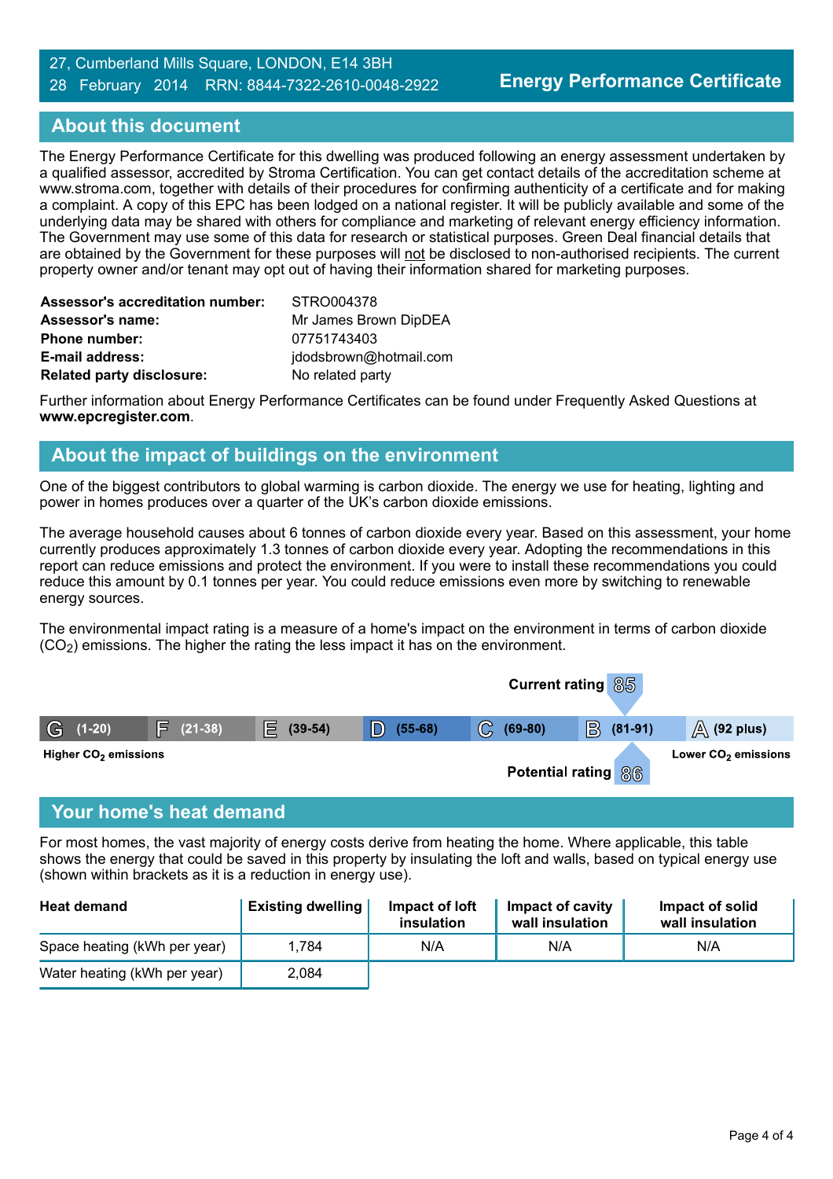27, Cumberland Mills Square, LONDON, E14 3BH
28 February 2014 RRN: 8844-7322-2610-0048-2922

**Energy Performance Certificate**

## About this document

The Energy Performance Certificate for this dwelling was produced following an energy assessment undertaken by a qualified assessor, accredited by Stroma Certification. You can get contact details of the accreditation scheme at www.stroma.com, together with details of their procedures for confirming authenticity of a certificate and for making a complaint. A copy of this EPC has been lodged on a national register. It will be publicly available and some of the underlying data may be shared with others for compliance and marketing of relevant energy efficiency information. The Government may use some of this data for research or statistical purposes. Green Deal financial details that are obtained by the Government for these purposes will not be disclosed to non-authorised recipients. The current property owner and/or tenant may opt out of having their information shared for marketing purposes.

| | |
|---|---|
| **Assessor's accreditation number:** | STRO004378 |
| **Assessor's name:** | Mr James Brown DipDEA |
| **Phone number:** | 07751743403 |
| **E-mail address:** | jdodsbrown@hotmail.com |
| **Related party disclosure:** | No related party |

Further information about Energy Performance Certificates can be found under Frequently Asked Questions at **www.epcregister.com**.

## About the impact of buildings on the environment

One of the biggest contributors to global warming is carbon dioxide. The energy we use for heating, lighting and power in homes produces over a quarter of the UK's carbon dioxide emissions.

The average household causes about 6 tonnes of carbon dioxide every year. Based on this assessment, your home currently produces approximately 1.3 tonnes of carbon dioxide every year. Adopting the recommendations in this report can reduce emissions and protect the environment. If you were to install these recommendations you could reduce this amount by 0.1 tonnes per year. You could reduce emissions even more by switching to renewable energy sources.

The environmental impact rating is a measure of a home's impact on the environment in terms of carbon dioxide ($CO_2$) emissions. The higher the rating the less impact it has on the environment.

Current rating 85

G (1-20) F (21-38) E (39-54) D (55-68) C (69-80) B (81-91) A (92 plus)

Higher $CO_2$ emissions

Lower $CO_2$ emissions

Potential rating 86

## Your home's heat demand

For most homes, the vast majority of energy costs derive from heating the home. Where applicable, this table shows the energy that could be saved in this property by insulating the loft and walls, based on typical energy use (shown within brackets as it is a reduction in energy use).

| Heat demand | Existing dwelling | Impact of loft insulation | Impact of cavity wall insulation | Impact of solid wall insulation |
|---|---|---|---|---|
| Space heating (kWh per year) | 1,784 | N/A | N/A | N/A |
| Water heating (kWh per year) | 2,084 | | | |